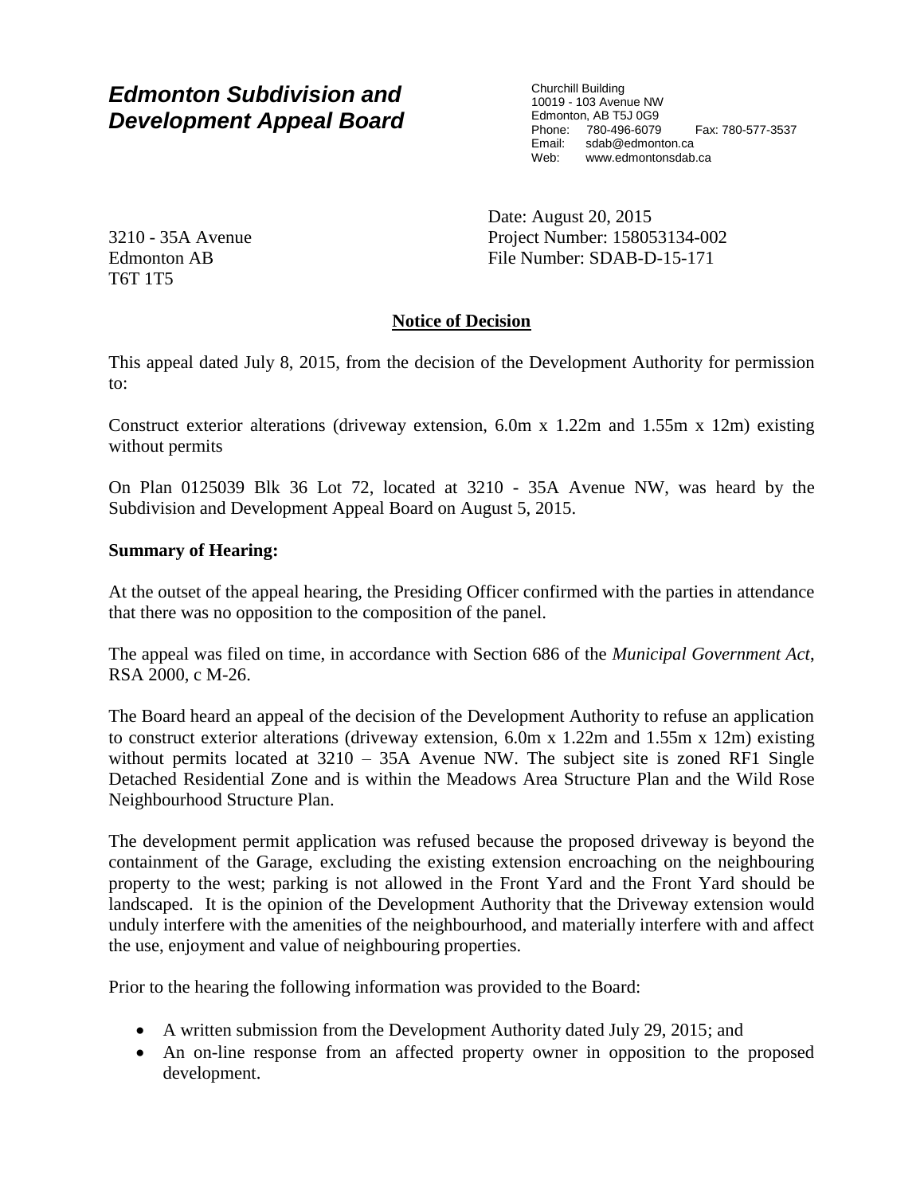# *Edmonton Subdivision and Development Appeal Board*

Churchill Building
10019 - 103 Avenue NW
Edmonton, AB T5J 0G9
Phone: 780-496-6079 Fax: 780-577-3537
Email: sdab@edmonton.ca
Web: www.edmontonsdab.ca

3210 - 35A Avenue
Edmonton AB
T6T 1T5

Date: August 20, 2015
Project Number: 158053134-002
File Number: SDAB-D-15-171

## Notice of Decision

This appeal dated July 8, 2015, from the decision of the Development Authority for permission to:

Construct exterior alterations (driveway extension, 6.0m x 1.22m and 1.55m x 12m) existing without permits

On Plan 0125039 Blk 36 Lot 72, located at 3210 - 35A Avenue NW, was heard by the Subdivision and Development Appeal Board on August 5, 2015.

**Summary of Hearing:**

At the outset of the appeal hearing, the Presiding Officer confirmed with the parties in attendance that there was no opposition to the composition of the panel.

The appeal was filed on time, in accordance with Section 686 of the *Municipal Government Act*, RSA 2000, c M-26.

The Board heard an appeal of the decision of the Development Authority to refuse an application to construct exterior alterations (driveway extension, 6.0m x 1.22m and 1.55m x 12m) existing without permits located at 3210 – 35A Avenue NW. The subject site is zoned RF1 Single Detached Residential Zone and is within the Meadows Area Structure Plan and the Wild Rose Neighbourhood Structure Plan.

The development permit application was refused because the proposed driveway is beyond the containment of the Garage, excluding the existing extension encroaching on the neighbouring property to the west; parking is not allowed in the Front Yard and the Front Yard should be landscaped. It is the opinion of the Development Authority that the Driveway extension would unduly interfere with the amenities of the neighbourhood, and materially interfere with and affect the use, enjoyment and value of neighbouring properties.

Prior to the hearing the following information was provided to the Board:

- A written submission from the Development Authority dated July 29, 2015; and
- An on-line response from an affected property owner in opposition to the proposed development.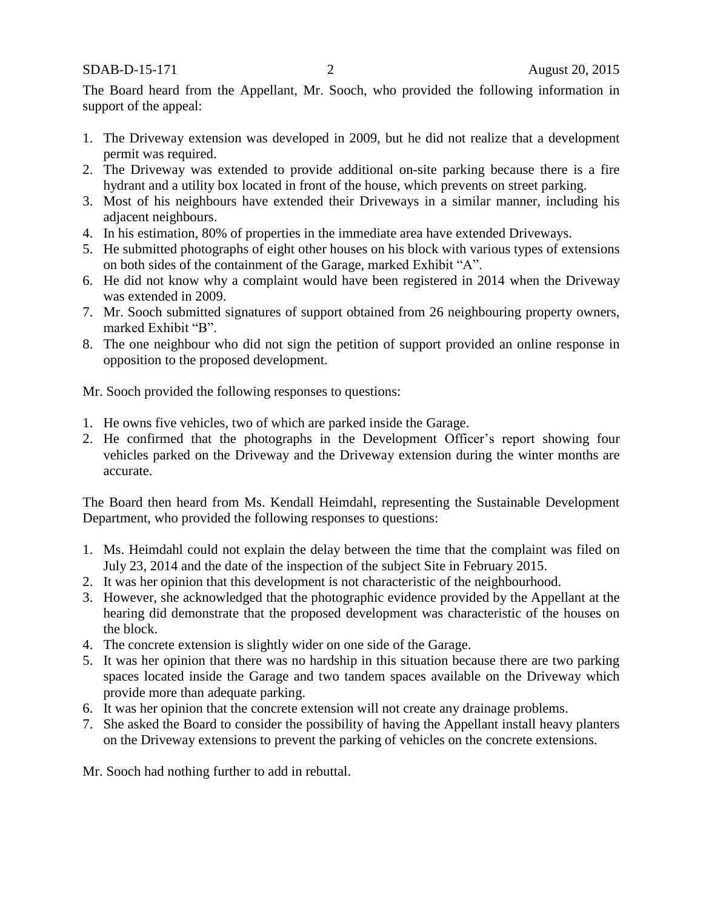The Board heard from the Appellant, Mr. Sooch, who provided the following information in support of the appeal:

1. The Driveway extension was developed in 2009, but he did not realize that a development permit was required.
2. The Driveway was extended to provide additional on-site parking because there is a fire hydrant and a utility box located in front of the house, which prevents on street parking.
3. Most of his neighbours have extended their Driveways in a similar manner, including his adjacent neighbours.
4. In his estimation, 80% of properties in the immediate area have extended Driveways.
5. He submitted photographs of eight other houses on his block with various types of extensions on both sides of the containment of the Garage, marked Exhibit "A".
6. He did not know why a complaint would have been registered in 2014 when the Driveway was extended in 2009.
7. Mr. Sooch submitted signatures of support obtained from 26 neighbouring property owners, marked Exhibit "B".
8. The one neighbour who did not sign the petition of support provided an online response in opposition to the proposed development.

Mr. Sooch provided the following responses to questions:

1. He owns five vehicles, two of which are parked inside the Garage.
2. He confirmed that the photographs in the Development Officer's report showing four vehicles parked on the Driveway and the Driveway extension during the winter months are accurate.

The Board then heard from Ms. Kendall Heimdahl, representing the Sustainable Development Department, who provided the following responses to questions:

1. Ms. Heimdahl could not explain the delay between the time that the complaint was filed on July 23, 2014 and the date of the inspection of the subject Site in February 2015.
2. It was her opinion that this development is not characteristic of the neighbourhood.
3. However, she acknowledged that the photographic evidence provided by the Appellant at the hearing did demonstrate that the proposed development was characteristic of the houses on the block.
4. The concrete extension is slightly wider on one side of the Garage.
5. It was her opinion that there was no hardship in this situation because there are two parking spaces located inside the Garage and two tandem spaces available on the Driveway which provide more than adequate parking.
6. It was her opinion that the concrete extension will not create any drainage problems.
7. She asked the Board to consider the possibility of having the Appellant install heavy planters on the Driveway extensions to prevent the parking of vehicles on the concrete extensions.

Mr. Sooch had nothing further to add in rebuttal.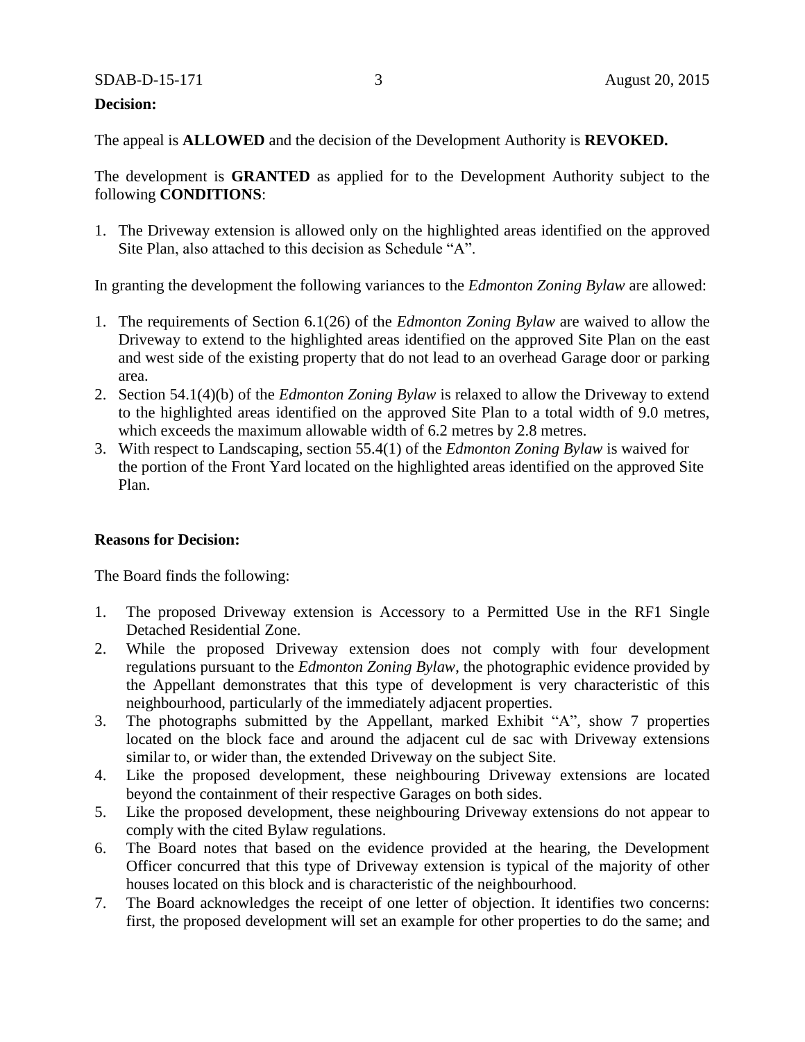**Decision:**

The appeal is **ALLOWED** and the decision of the Development Authority is **REVOKED.**

The development is **GRANTED** as applied for to the Development Authority subject to the following **CONDITIONS**:

1. The Driveway extension is allowed only on the highlighted areas identified on the approved Site Plan, also attached to this decision as Schedule "A".

In granting the development the following variances to the *Edmonton Zoning Bylaw* are allowed:

1. The requirements of Section 6.1(26) of the *Edmonton Zoning Bylaw* are waived to allow the Driveway to extend to the highlighted areas identified on the approved Site Plan on the east and west side of the existing property that do not lead to an overhead Garage door or parking area.
2. Section 54.1(4)(b) of the *Edmonton Zoning Bylaw* is relaxed to allow the Driveway to extend to the highlighted areas identified on the approved Site Plan to a total width of 9.0 metres, which exceeds the maximum allowable width of 6.2 metres by 2.8 metres.
3. With respect to Landscaping, section 55.4(1) of the *Edmonton Zoning Bylaw* is waived for the portion of the Front Yard located on the highlighted areas identified on the approved Site Plan.

**Reasons for Decision:**

The Board finds the following:

1. The proposed Driveway extension is Accessory to a Permitted Use in the RF1 Single Detached Residential Zone.
2. While the proposed Driveway extension does not comply with four development regulations pursuant to the *Edmonton Zoning Bylaw*, the photographic evidence provided by the Appellant demonstrates that this type of development is very characteristic of this neighbourhood, particularly of the immediately adjacent properties.
3. The photographs submitted by the Appellant, marked Exhibit "A", show 7 properties located on the block face and around the adjacent cul de sac with Driveway extensions similar to, or wider than, the extended Driveway on the subject Site.
4. Like the proposed development, these neighbouring Driveway extensions are located beyond the containment of their respective Garages on both sides.
5. Like the proposed development, these neighbouring Driveway extensions do not appear to comply with the cited Bylaw regulations.
6. The Board notes that based on the evidence provided at the hearing, the Development Officer concurred that this type of Driveway extension is typical of the majority of other houses located on this block and is characteristic of the neighbourhood.
7. The Board acknowledges the receipt of one letter of objection. It identifies two concerns: first, the proposed development will set an example for other properties to do the same; and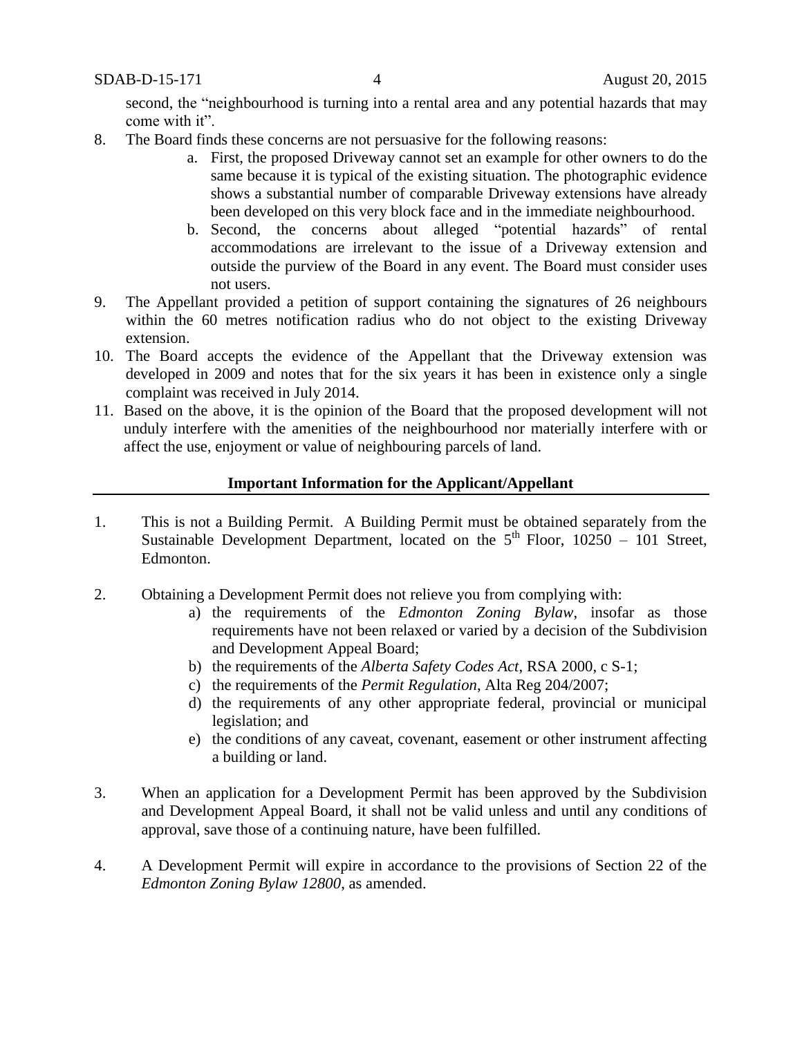second, the "neighbourhood is turning into a rental area and any potential hazards that may come with it".

8. The Board finds these concerns are not persuasive for the following reasons:
   a. First, the proposed Driveway cannot set an example for other owners to do the same because it is typical of the existing situation. The photographic evidence shows a substantial number of comparable Driveway extensions have already been developed on this very block face and in the immediate neighbourhood.
   b. Second, the concerns about alleged "potential hazards" of rental accommodations are irrelevant to the issue of a Driveway extension and outside the purview of the Board in any event. The Board must consider uses not users.
9. The Appellant provided a petition of support containing the signatures of 26 neighbours within the 60 metres notification radius who do not object to the existing Driveway extension.
10. The Board accepts the evidence of the Appellant that the Driveway extension was developed in 2009 and notes that for the six years it has been in existence only a single complaint was received in July 2014.
11. Based on the above, it is the opinion of the Board that the proposed development will not unduly interfere with the amenities of the neighbourhood nor materially interfere with or affect the use, enjoyment or value of neighbouring parcels of land.

## Important Information for the Applicant/Appellant

1. This is not a Building Permit. A Building Permit must be obtained separately from the Sustainable Development Department, located on the 5th Floor, 10250 – 101 Street, Edmonton.

2. Obtaining a Development Permit does not relieve you from complying with:
   a) the requirements of the *Edmonton Zoning Bylaw*, insofar as those requirements have not been relaxed or varied by a decision of the Subdivision and Development Appeal Board;
   b) the requirements of the *Alberta Safety Codes Act*, RSA 2000, c S-1;
   c) the requirements of the *Permit Regulation*, Alta Reg 204/2007;
   d) the requirements of any other appropriate federal, provincial or municipal legislation; and
   e) the conditions of any caveat, covenant, easement or other instrument affecting a building or land.

3. When an application for a Development Permit has been approved by the Subdivision and Development Appeal Board, it shall not be valid unless and until any conditions of approval, save those of a continuing nature, have been fulfilled.

4. A Development Permit will expire in accordance to the provisions of Section 22 of the *Edmonton Zoning Bylaw 12800*, as amended.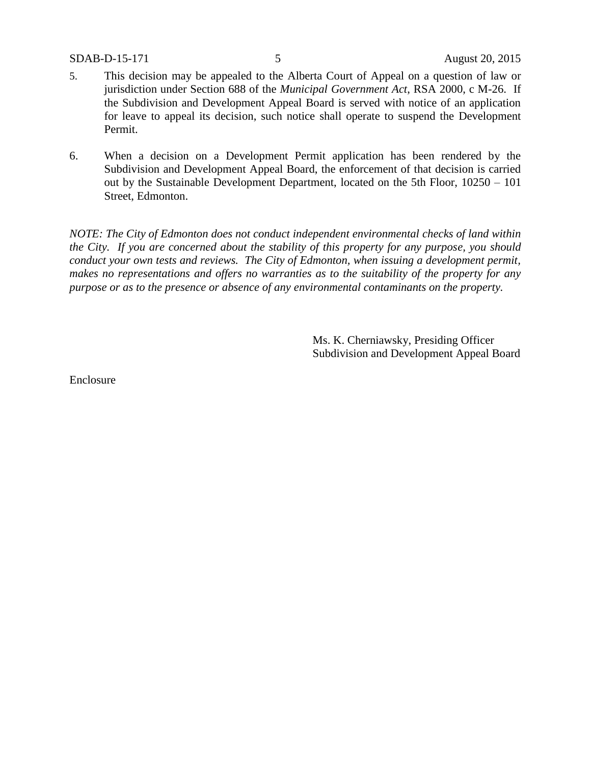5. This decision may be appealed to the Alberta Court of Appeal on a question of law or jurisdiction under Section 688 of the *Municipal Government Act*, RSA 2000, c M-26. If the Subdivision and Development Appeal Board is served with notice of an application for leave to appeal its decision, such notice shall operate to suspend the Development Permit.

6. When a decision on a Development Permit application has been rendered by the Subdivision and Development Appeal Board, the enforcement of that decision is carried out by the Sustainable Development Department, located on the 5th Floor, 10250 – 101 Street, Edmonton.

*NOTE: The City of Edmonton does not conduct independent environmental checks of land within the City. If you are concerned about the stability of this property for any purpose, you should conduct your own tests and reviews. The City of Edmonton, when issuing a development permit, makes no representations and offers no warranties as to the suitability of the property for any purpose or as to the presence or absence of any environmental contaminants on the property.*

Ms. K. Cherniawsky, Presiding Officer
Subdivision and Development Appeal Board

Enclosure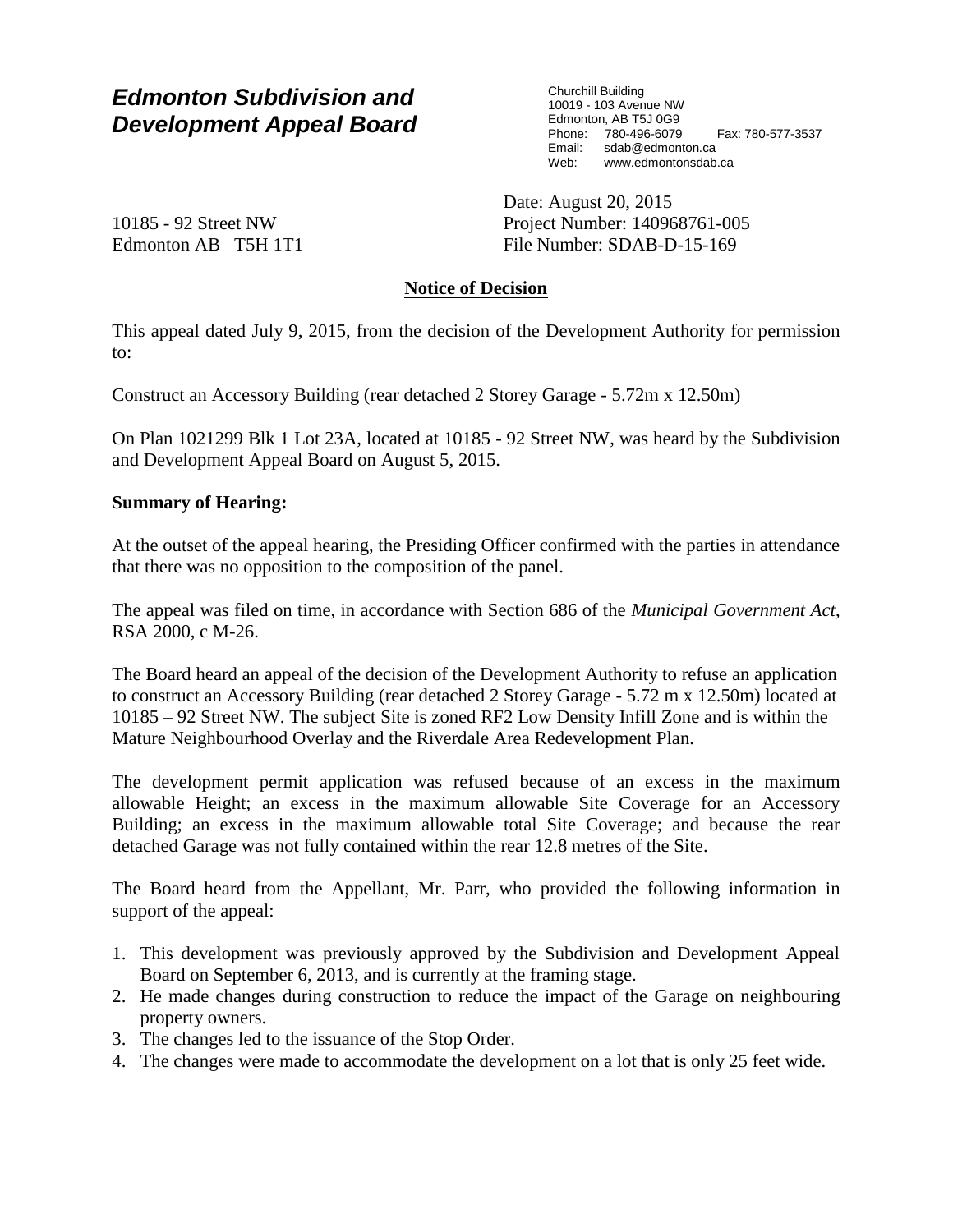# Edmonton Subdivision and Development Appeal Board

Churchill Building
10019 - 103 Avenue NW
Edmonton, AB T5J 0G9
Phone: 780-496-6079 Fax: 780-577-3537
Email: sdab@edmonton.ca
Web: www.edmontonsdab.ca

10185 - 92 Street NW
Edmonton AB T5H 1T1

Date: August 20, 2015
Project Number: 140968761-005
File Number: SDAB-D-15-169

## Notice of Decision

This appeal dated July 9, 2015, from the decision of the Development Authority for permission to:

Construct an Accessory Building (rear detached 2 Storey Garage - 5.72m x 12.50m)

On Plan 1021299 Blk 1 Lot 23A, located at 10185 - 92 Street NW, was heard by the Subdivision and Development Appeal Board on August 5, 2015.

**Summary of Hearing:**

At the outset of the appeal hearing, the Presiding Officer confirmed with the parties in attendance that there was no opposition to the composition of the panel.

The appeal was filed on time, in accordance with Section 686 of the *Municipal Government Act*, RSA 2000, c M-26.

The Board heard an appeal of the decision of the Development Authority to refuse an application to construct an Accessory Building (rear detached 2 Storey Garage - 5.72 m x 12.50m) located at 10185 – 92 Street NW. The subject Site is zoned RF2 Low Density Infill Zone and is within the Mature Neighbourhood Overlay and the Riverdale Area Redevelopment Plan.

The development permit application was refused because of an excess in the maximum allowable Height; an excess in the maximum allowable Site Coverage for an Accessory Building; an excess in the maximum allowable total Site Coverage; and because the rear detached Garage was not fully contained within the rear 12.8 metres of the Site.

The Board heard from the Appellant, Mr. Parr, who provided the following information in support of the appeal:

1. This development was previously approved by the Subdivision and Development Appeal Board on September 6, 2013, and is currently at the framing stage.
2. He made changes during construction to reduce the impact of the Garage on neighbouring property owners.
3. The changes led to the issuance of the Stop Order.
4. The changes were made to accommodate the development on a lot that is only 25 feet wide.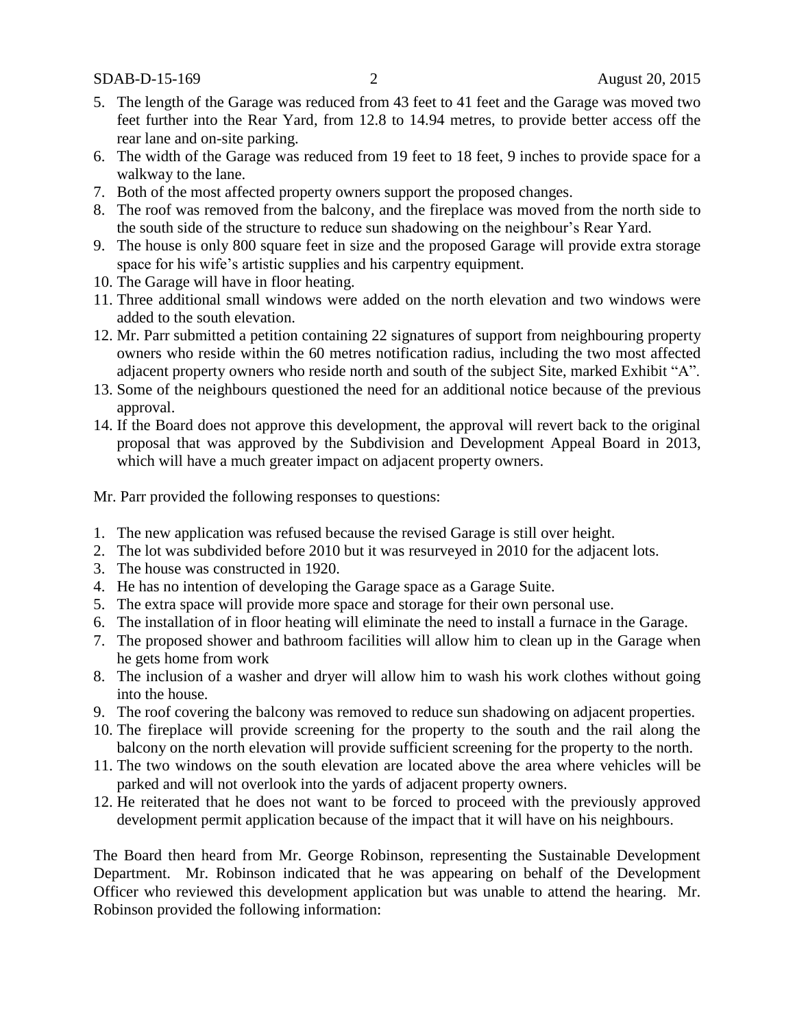5. The length of the Garage was reduced from 43 feet to 41 feet and the Garage was moved two feet further into the Rear Yard, from 12.8 to 14.94 metres, to provide better access off the rear lane and on-site parking.
6. The width of the Garage was reduced from 19 feet to 18 feet, 9 inches to provide space for a walkway to the lane.
7. Both of the most affected property owners support the proposed changes.
8. The roof was removed from the balcony, and the fireplace was moved from the north side to the south side of the structure to reduce sun shadowing on the neighbour's Rear Yard.
9. The house is only 800 square feet in size and the proposed Garage will provide extra storage space for his wife's artistic supplies and his carpentry equipment.
10. The Garage will have in floor heating.
11. Three additional small windows were added on the north elevation and two windows were added to the south elevation.
12. Mr. Parr submitted a petition containing 22 signatures of support from neighbouring property owners who reside within the 60 metres notification radius, including the two most affected adjacent property owners who reside north and south of the subject Site, marked Exhibit "A".
13. Some of the neighbours questioned the need for an additional notice because of the previous approval.
14. If the Board does not approve this development, the approval will revert back to the original proposal that was approved by the Subdivision and Development Appeal Board in 2013, which will have a much greater impact on adjacent property owners.

Mr. Parr provided the following responses to questions:

1. The new application was refused because the revised Garage is still over height.
2. The lot was subdivided before 2010 but it was resurveyed in 2010 for the adjacent lots.
3. The house was constructed in 1920.
4. He has no intention of developing the Garage space as a Garage Suite.
5. The extra space will provide more space and storage for their own personal use.
6. The installation of in floor heating will eliminate the need to install a furnace in the Garage.
7. The proposed shower and bathroom facilities will allow him to clean up in the Garage when he gets home from work
8. The inclusion of a washer and dryer will allow him to wash his work clothes without going into the house.
9. The roof covering the balcony was removed to reduce sun shadowing on adjacent properties.
10. The fireplace will provide screening for the property to the south and the rail along the balcony on the north elevation will provide sufficient screening for the property to the north.
11. The two windows on the south elevation are located above the area where vehicles will be parked and will not overlook into the yards of adjacent property owners.
12. He reiterated that he does not want to be forced to proceed with the previously approved development permit application because of the impact that it will have on his neighbours.

The Board then heard from Mr. George Robinson, representing the Sustainable Development Department. Mr. Robinson indicated that he was appearing on behalf of the Development Officer who reviewed this development application but was unable to attend the hearing. Mr. Robinson provided the following information: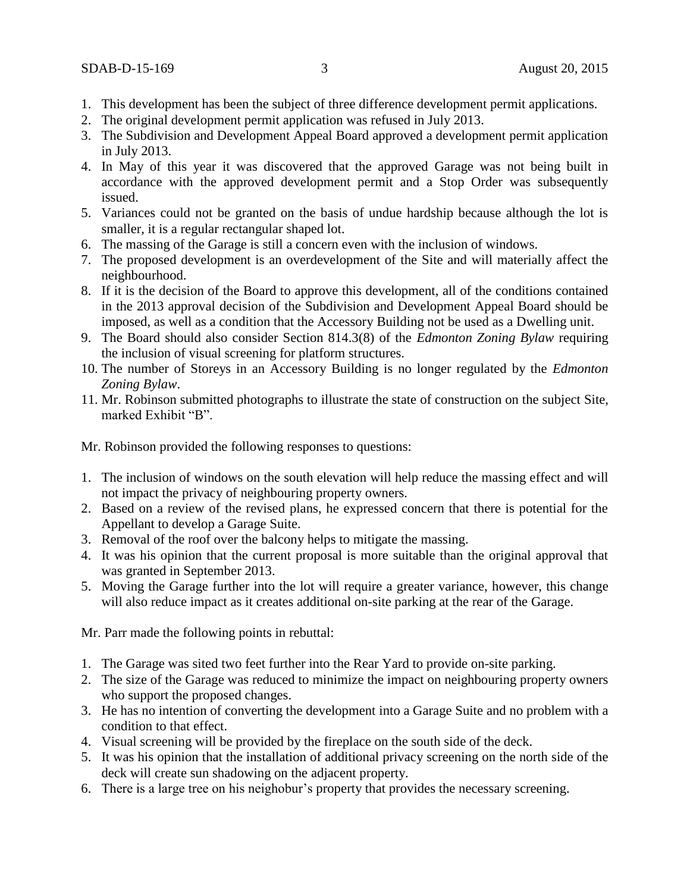1. This development has been the subject of three difference development permit applications.
2. The original development permit application was refused in July 2013.
3. The Subdivision and Development Appeal Board approved a development permit application in July 2013.
4. In May of this year it was discovered that the approved Garage was not being built in accordance with the approved development permit and a Stop Order was subsequently issued.
5. Variances could not be granted on the basis of undue hardship because although the lot is smaller, it is a regular rectangular shaped lot.
6. The massing of the Garage is still a concern even with the inclusion of windows.
7. The proposed development is an overdevelopment of the Site and will materially affect the neighbourhood.
8. If it is the decision of the Board to approve this development, all of the conditions contained in the 2013 approval decision of the Subdivision and Development Appeal Board should be imposed, as well as a condition that the Accessory Building not be used as a Dwelling unit.
9. The Board should also consider Section 814.3(8) of the *Edmonton Zoning Bylaw* requiring the inclusion of visual screening for platform structures.
10. The number of Storeys in an Accessory Building is no longer regulated by the *Edmonton Zoning Bylaw*.
11. Mr. Robinson submitted photographs to illustrate the state of construction on the subject Site, marked Exhibit "B".

Mr. Robinson provided the following responses to questions:

1. The inclusion of windows on the south elevation will help reduce the massing effect and will not impact the privacy of neighbouring property owners.
2. Based on a review of the revised plans, he expressed concern that there is potential for the Appellant to develop a Garage Suite.
3. Removal of the roof over the balcony helps to mitigate the massing.
4. It was his opinion that the current proposal is more suitable than the original approval that was granted in September 2013.
5. Moving the Garage further into the lot will require a greater variance, however, this change will also reduce impact as it creates additional on-site parking at the rear of the Garage.

Mr. Parr made the following points in rebuttal:

1. The Garage was sited two feet further into the Rear Yard to provide on-site parking.
2. The size of the Garage was reduced to minimize the impact on neighbouring property owners who support the proposed changes.
3. He has no intention of converting the development into a Garage Suite and no problem with a condition to that effect.
4. Visual screening will be provided by the fireplace on the south side of the deck.
5. It was his opinion that the installation of additional privacy screening on the north side of the deck will create sun shadowing on the adjacent property.
6. There is a large tree on his neighobur's property that provides the necessary screening.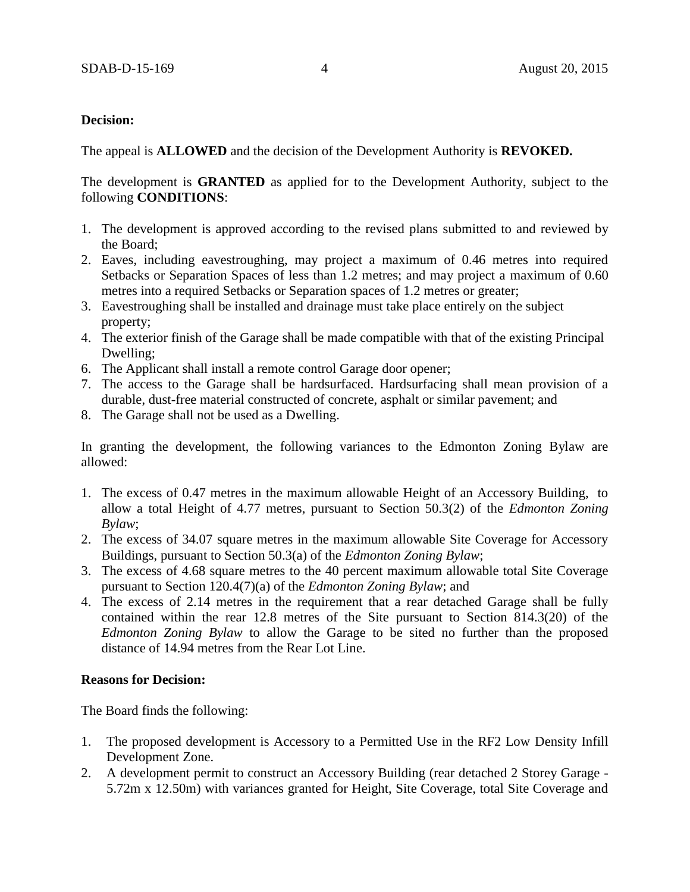**Decision:**

The appeal is **ALLOWED** and the decision of the Development Authority is **REVOKED.**

The development is **GRANTED** as applied for to the Development Authority, subject to the following **CONDITIONS**:

1. The development is approved according to the revised plans submitted to and reviewed by the Board;
2. Eaves, including eavestroughing, may project a maximum of 0.46 metres into required Setbacks or Separation Spaces of less than 1.2 metres; and may project a maximum of 0.60 metres into a required Setbacks or Separation spaces of 1.2 metres or greater;
3. Eavestroughing shall be installed and drainage must take place entirely on the subject property;
4. The exterior finish of the Garage shall be made compatible with that of the existing Principal Dwelling;
6. The Applicant shall install a remote control Garage door opener;
7. The access to the Garage shall be hardsurfaced. Hardsurfacing shall mean provision of a durable, dust-free material constructed of concrete, asphalt or similar pavement; and
8. The Garage shall not be used as a Dwelling.

In granting the development, the following variances to the Edmonton Zoning Bylaw are allowed:

1. The excess of 0.47 metres in the maximum allowable Height of an Accessory Building, to allow a total Height of 4.77 metres, pursuant to Section 50.3(2) of the *Edmonton Zoning Bylaw*;
2. The excess of 34.07 square metres in the maximum allowable Site Coverage for Accessory Buildings, pursuant to Section 50.3(a) of the *Edmonton Zoning Bylaw*;
3. The excess of 4.68 square metres to the 40 percent maximum allowable total Site Coverage pursuant to Section 120.4(7)(a) of the *Edmonton Zoning Bylaw*; and
4. The excess of 2.14 metres in the requirement that a rear detached Garage shall be fully contained within the rear 12.8 metres of the Site pursuant to Section 814.3(20) of the *Edmonton Zoning Bylaw* to allow the Garage to be sited no further than the proposed distance of 14.94 metres from the Rear Lot Line.

**Reasons for Decision:**

The Board finds the following:

1. The proposed development is Accessory to a Permitted Use in the RF2 Low Density Infill Development Zone.
2. A development permit to construct an Accessory Building (rear detached 2 Storey Garage - 5.72m x 12.50m) with variances granted for Height, Site Coverage, total Site Coverage and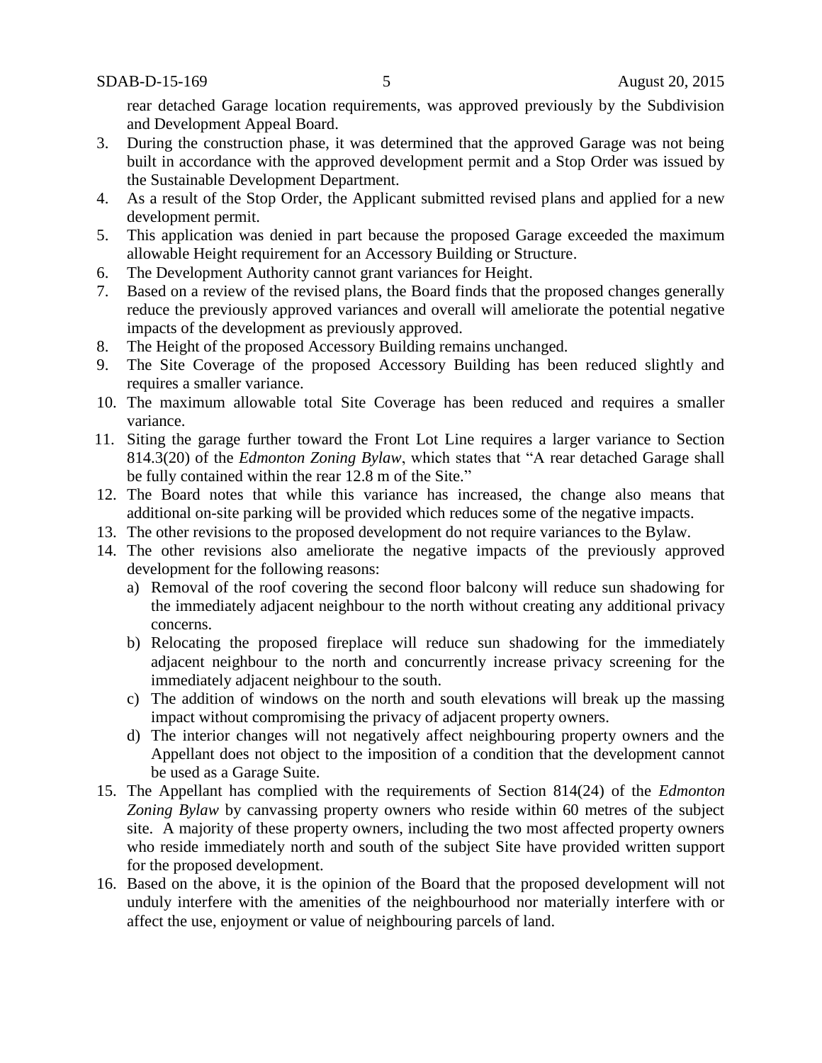rear detached Garage location requirements, was approved previously by the Subdivision and Development Appeal Board.

3. During the construction phase, it was determined that the approved Garage was not being built in accordance with the approved development permit and a Stop Order was issued by the Sustainable Development Department.
4. As a result of the Stop Order, the Applicant submitted revised plans and applied for a new development permit.
5. This application was denied in part because the proposed Garage exceeded the maximum allowable Height requirement for an Accessory Building or Structure.
6. The Development Authority cannot grant variances for Height.
7. Based on a review of the revised plans, the Board finds that the proposed changes generally reduce the previously approved variances and overall will ameliorate the potential negative impacts of the development as previously approved.
8. The Height of the proposed Accessory Building remains unchanged.
9. The Site Coverage of the proposed Accessory Building has been reduced slightly and requires a smaller variance.
10. The maximum allowable total Site Coverage has been reduced and requires a smaller variance.
11. Siting the garage further toward the Front Lot Line requires a larger variance to Section 814.3(20) of the *Edmonton Zoning Bylaw*, which states that "A rear detached Garage shall be fully contained within the rear 12.8 m of the Site."
12. The Board notes that while this variance has increased, the change also means that additional on-site parking will be provided which reduces some of the negative impacts.
13. The other revisions to the proposed development do not require variances to the Bylaw.
14. The other revisions also ameliorate the negative impacts of the previously approved development for the following reasons:
    a) Removal of the roof covering the second floor balcony will reduce sun shadowing for the immediately adjacent neighbour to the north without creating any additional privacy concerns.
    b) Relocating the proposed fireplace will reduce sun shadowing for the immediately adjacent neighbour to the north and concurrently increase privacy screening for the immediately adjacent neighbour to the south.
    c) The addition of windows on the north and south elevations will break up the massing impact without compromising the privacy of adjacent property owners.
    d) The interior changes will not negatively affect neighbouring property owners and the Appellant does not object to the imposition of a condition that the development cannot be used as a Garage Suite.
15. The Appellant has complied with the requirements of Section 814(24) of the *Edmonton Zoning Bylaw* by canvassing property owners who reside within 60 metres of the subject site. A majority of these property owners, including the two most affected property owners who reside immediately north and south of the subject Site have provided written support for the proposed development.
16. Based on the above, it is the opinion of the Board that the proposed development will not unduly interfere with the amenities of the neighbourhood nor materially interfere with or affect the use, enjoyment or value of neighbouring parcels of land.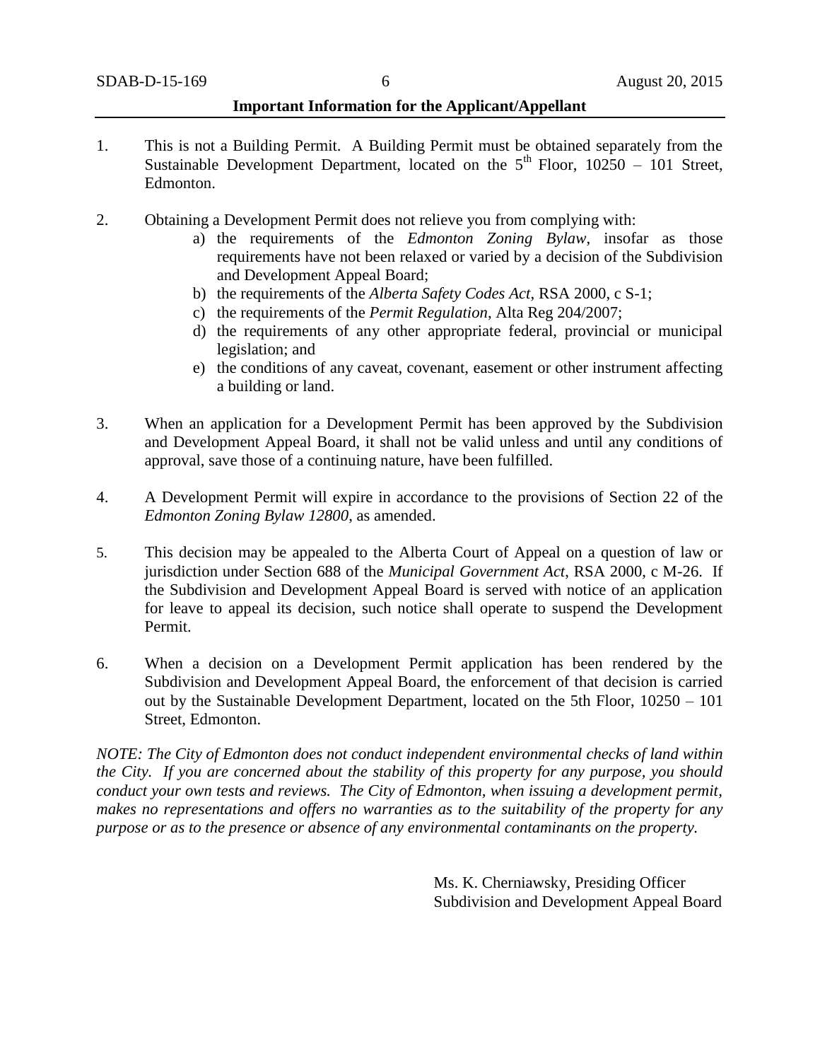**Important Information for the Applicant/Appellant**

1. This is not a Building Permit. A Building Permit must be obtained separately from the Sustainable Development Department, located on the 5th Floor, 10250 – 101 Street, Edmonton.

2. Obtaining a Development Permit does not relieve you from complying with:
   a) the requirements of the *Edmonton Zoning Bylaw*, insofar as those requirements have not been relaxed or varied by a decision of the Subdivision and Development Appeal Board;
   b) the requirements of the *Alberta Safety Codes Act*, RSA 2000, c S-1;
   c) the requirements of the *Permit Regulation*, Alta Reg 204/2007;
   d) the requirements of any other appropriate federal, provincial or municipal legislation; and
   e) the conditions of any caveat, covenant, easement or other instrument affecting a building or land.

3. When an application for a Development Permit has been approved by the Subdivision and Development Appeal Board, it shall not be valid unless and until any conditions of approval, save those of a continuing nature, have been fulfilled.

4. A Development Permit will expire in accordance to the provisions of Section 22 of the *Edmonton Zoning Bylaw 12800*, as amended.

5. This decision may be appealed to the Alberta Court of Appeal on a question of law or jurisdiction under Section 688 of the *Municipal Government Act*, RSA 2000, c M-26. If the Subdivision and Development Appeal Board is served with notice of an application for leave to appeal its decision, such notice shall operate to suspend the Development Permit.

6. When a decision on a Development Permit application has been rendered by the Subdivision and Development Appeal Board, the enforcement of that decision is carried out by the Sustainable Development Department, located on the 5th Floor, 10250 – 101 Street, Edmonton.

*NOTE: The City of Edmonton does not conduct independent environmental checks of land within the City. If you are concerned about the stability of this property for any purpose, you should conduct your own tests and reviews. The City of Edmonton, when issuing a development permit, makes no representations and offers no warranties as to the suitability of the property for any purpose or as to the presence or absence of any environmental contaminants on the property.*

Ms. K. Cherniawsky, Presiding Officer
Subdivision and Development Appeal Board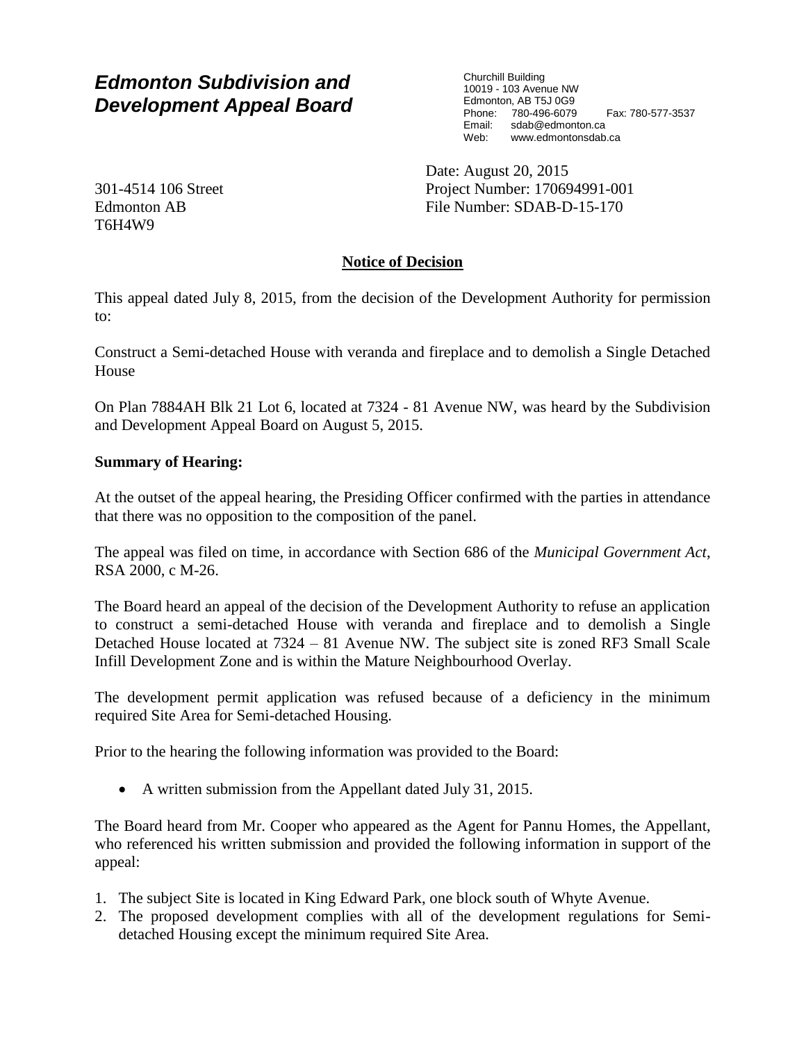# *Edmonton Subdivision and Development Appeal Board*

Churchill Building
10019 - 103 Avenue NW
Edmonton, AB T5J 0G9
Phone: 780-496-6079 Fax: 780-577-3537
Email: sdab@edmonton.ca
Web: www.edmontonsdab.ca

301-4514 106 Street
Edmonton AB
T6H4W9

Date: August 20, 2015
Project Number: 170694991-001
File Number: SDAB-D-15-170

## Notice of Decision

This appeal dated July 8, 2015, from the decision of the Development Authority for permission to:

Construct a Semi-detached House with veranda and fireplace and to demolish a Single Detached House

On Plan 7884AH Blk 21 Lot 6, located at 7324 - 81 Avenue NW, was heard by the Subdivision and Development Appeal Board on August 5, 2015.

**Summary of Hearing:**

At the outset of the appeal hearing, the Presiding Officer confirmed with the parties in attendance that there was no opposition to the composition of the panel.

The appeal was filed on time, in accordance with Section 686 of the *Municipal Government Act*, RSA 2000, c M-26.

The Board heard an appeal of the decision of the Development Authority to refuse an application to construct a semi-detached House with veranda and fireplace and to demolish a Single Detached House located at 7324 – 81 Avenue NW. The subject site is zoned RF3 Small Scale Infill Development Zone and is within the Mature Neighbourhood Overlay.

The development permit application was refused because of a deficiency in the minimum required Site Area for Semi-detached Housing.

Prior to the hearing the following information was provided to the Board:

- A written submission from the Appellant dated July 31, 2015.

The Board heard from Mr. Cooper who appeared as the Agent for Pannu Homes, the Appellant, who referenced his written submission and provided the following information in support of the appeal:

1. The subject Site is located in King Edward Park, one block south of Whyte Avenue.
2. The proposed development complies with all of the development regulations for Semi-detached Housing except the minimum required Site Area.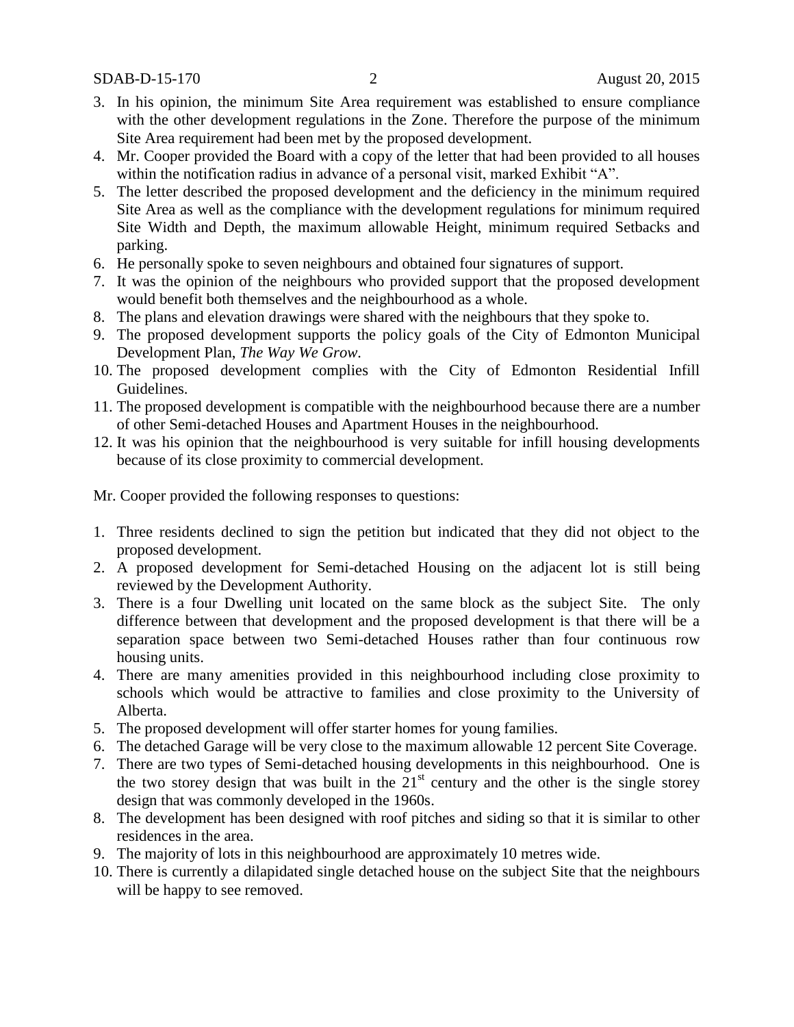3. In his opinion, the minimum Site Area requirement was established to ensure compliance with the other development regulations in the Zone. Therefore the purpose of the minimum Site Area requirement had been met by the proposed development.
4. Mr. Cooper provided the Board with a copy of the letter that had been provided to all houses within the notification radius in advance of a personal visit, marked Exhibit "A".
5. The letter described the proposed development and the deficiency in the minimum required Site Area as well as the compliance with the development regulations for minimum required Site Width and Depth, the maximum allowable Height, minimum required Setbacks and parking.
6. He personally spoke to seven neighbours and obtained four signatures of support.
7. It was the opinion of the neighbours who provided support that the proposed development would benefit both themselves and the neighbourhood as a whole.
8. The plans and elevation drawings were shared with the neighbours that they spoke to.
9. The proposed development supports the policy goals of the City of Edmonton Municipal Development Plan, *The Way We Grow*.
10. The proposed development complies with the City of Edmonton Residential Infill Guidelines.
11. The proposed development is compatible with the neighbourhood because there are a number of other Semi-detached Houses and Apartment Houses in the neighbourhood.
12. It was his opinion that the neighbourhood is very suitable for infill housing developments because of its close proximity to commercial development.

Mr. Cooper provided the following responses to questions:

1. Three residents declined to sign the petition but indicated that they did not object to the proposed development.
2. A proposed development for Semi-detached Housing on the adjacent lot is still being reviewed by the Development Authority.
3. There is a four Dwelling unit located on the same block as the subject Site. The only difference between that development and the proposed development is that there will be a separation space between two Semi-detached Houses rather than four continuous row housing units.
4. There are many amenities provided in this neighbourhood including close proximity to schools which would be attractive to families and close proximity to the University of Alberta.
5. The proposed development will offer starter homes for young families.
6. The detached Garage will be very close to the maximum allowable 12 percent Site Coverage.
7. There are two types of Semi-detached housing developments in this neighbourhood. One is the two storey design that was built in the 21st century and the other is the single storey design that was commonly developed in the 1960s.
8. The development has been designed with roof pitches and siding so that it is similar to other residences in the area.
9. The majority of lots in this neighbourhood are approximately 10 metres wide.
10. There is currently a dilapidated single detached house on the subject Site that the neighbours will be happy to see removed.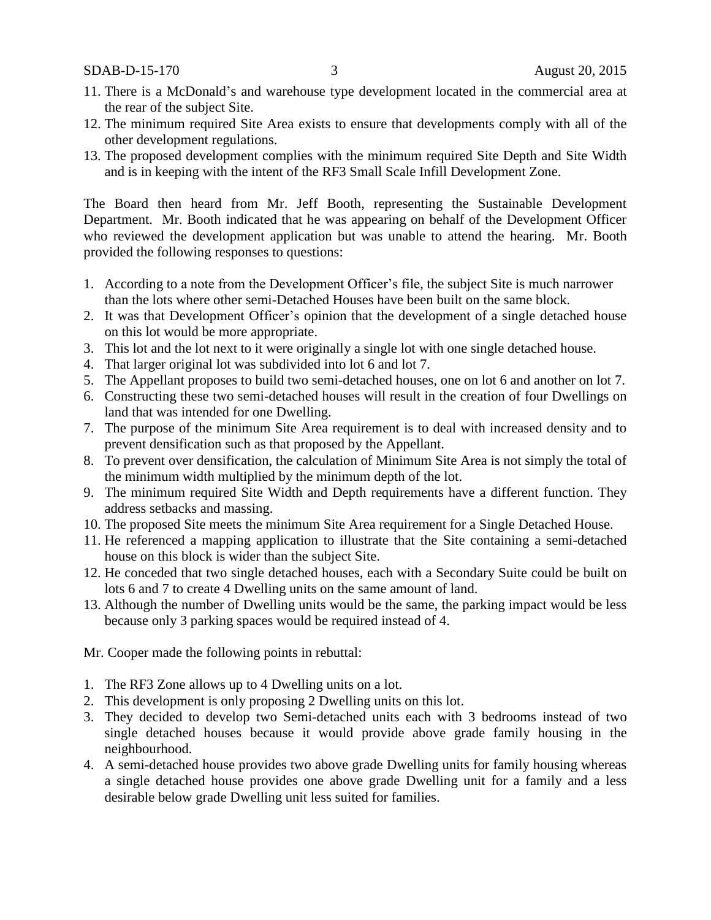11. There is a McDonald's and warehouse type development located in the commercial area at the rear of the subject Site.
12. The minimum required Site Area exists to ensure that developments comply with all of the other development regulations.
13. The proposed development complies with the minimum required Site Depth and Site Width and is in keeping with the intent of the RF3 Small Scale Infill Development Zone.

The Board then heard from Mr. Jeff Booth, representing the Sustainable Development Department. Mr. Booth indicated that he was appearing on behalf of the Development Officer who reviewed the development application but was unable to attend the hearing. Mr. Booth provided the following responses to questions:

1. According to a note from the Development Officer's file, the subject Site is much narrower than the lots where other semi-Detached Houses have been built on the same block.
2. It was that Development Officer's opinion that the development of a single detached house on this lot would be more appropriate.
3. This lot and the lot next to it were originally a single lot with one single detached house.
4. That larger original lot was subdivided into lot 6 and lot 7.
5. The Appellant proposes to build two semi-detached houses, one on lot 6 and another on lot 7.
6. Constructing these two semi-detached houses will result in the creation of four Dwellings on land that was intended for one Dwelling.
7. The purpose of the minimum Site Area requirement is to deal with increased density and to prevent densification such as that proposed by the Appellant.
8. To prevent over densification, the calculation of Minimum Site Area is not simply the total of the minimum width multiplied by the minimum depth of the lot.
9. The minimum required Site Width and Depth requirements have a different function. They address setbacks and massing.
10. The proposed Site meets the minimum Site Area requirement for a Single Detached House.
11. He referenced a mapping application to illustrate that the Site containing a semi-detached house on this block is wider than the subject Site.
12. He conceded that two single detached houses, each with a Secondary Suite could be built on lots 6 and 7 to create 4 Dwelling units on the same amount of land.
13. Although the number of Dwelling units would be the same, the parking impact would be less because only 3 parking spaces would be required instead of 4.

Mr. Cooper made the following points in rebuttal:

1. The RF3 Zone allows up to 4 Dwelling units on a lot.
2. This development is only proposing 2 Dwelling units on this lot.
3. They decided to develop two Semi-detached units each with 3 bedrooms instead of two single detached houses because it would provide above grade family housing in the neighbourhood.
4. A semi-detached house provides two above grade Dwelling units for family housing whereas a single detached house provides one above grade Dwelling unit for a family and a less desirable below grade Dwelling unit less suited for families.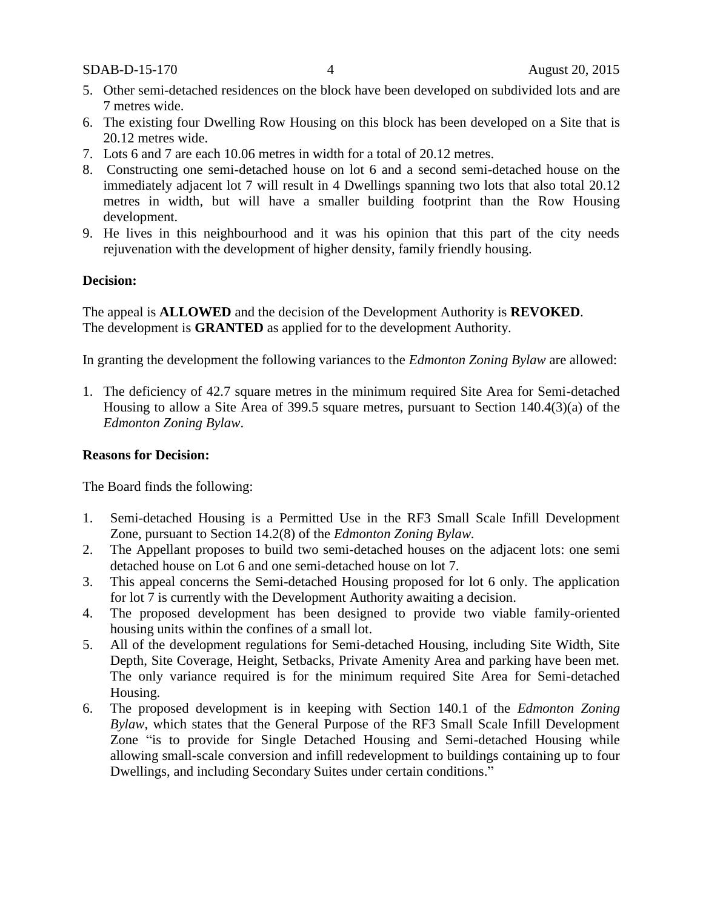5. Other semi-detached residences on the block have been developed on subdivided lots and are 7 metres wide.
6. The existing four Dwelling Row Housing on this block has been developed on a Site that is 20.12 metres wide.
7. Lots 6 and 7 are each 10.06 metres in width for a total of 20.12 metres.
8. Constructing one semi-detached house on lot 6 and a second semi-detached house on the immediately adjacent lot 7 will result in 4 Dwellings spanning two lots that also total 20.12 metres in width, but will have a smaller building footprint than the Row Housing development.
9. He lives in this neighbourhood and it was his opinion that this part of the city needs rejuvenation with the development of higher density, family friendly housing.

**Decision:**

The appeal is **ALLOWED** and the decision of the Development Authority is **REVOKED**. The development is **GRANTED** as applied for to the development Authority.

In granting the development the following variances to the *Edmonton Zoning Bylaw* are allowed:

1. The deficiency of 42.7 square metres in the minimum required Site Area for Semi-detached Housing to allow a Site Area of 399.5 square metres, pursuant to Section 140.4(3)(a) of the *Edmonton Zoning Bylaw*.

**Reasons for Decision:**

The Board finds the following:

1. Semi-detached Housing is a Permitted Use in the RF3 Small Scale Infill Development Zone, pursuant to Section 14.2(8) of the *Edmonton Zoning Bylaw*.
2. The Appellant proposes to build two semi-detached houses on the adjacent lots: one semi detached house on Lot 6 and one semi-detached house on lot 7.
3. This appeal concerns the Semi-detached Housing proposed for lot 6 only. The application for lot 7 is currently with the Development Authority awaiting a decision.
4. The proposed development has been designed to provide two viable family-oriented housing units within the confines of a small lot.
5. All of the development regulations for Semi-detached Housing, including Site Width, Site Depth, Site Coverage, Height, Setbacks, Private Amenity Area and parking have been met. The only variance required is for the minimum required Site Area for Semi-detached Housing.
6. The proposed development is in keeping with Section 140.1 of the *Edmonton Zoning Bylaw*, which states that the General Purpose of the RF3 Small Scale Infill Development Zone "is to provide for Single Detached Housing and Semi-detached Housing while allowing small-scale conversion and infill redevelopment to buildings containing up to four Dwellings, and including Secondary Suites under certain conditions."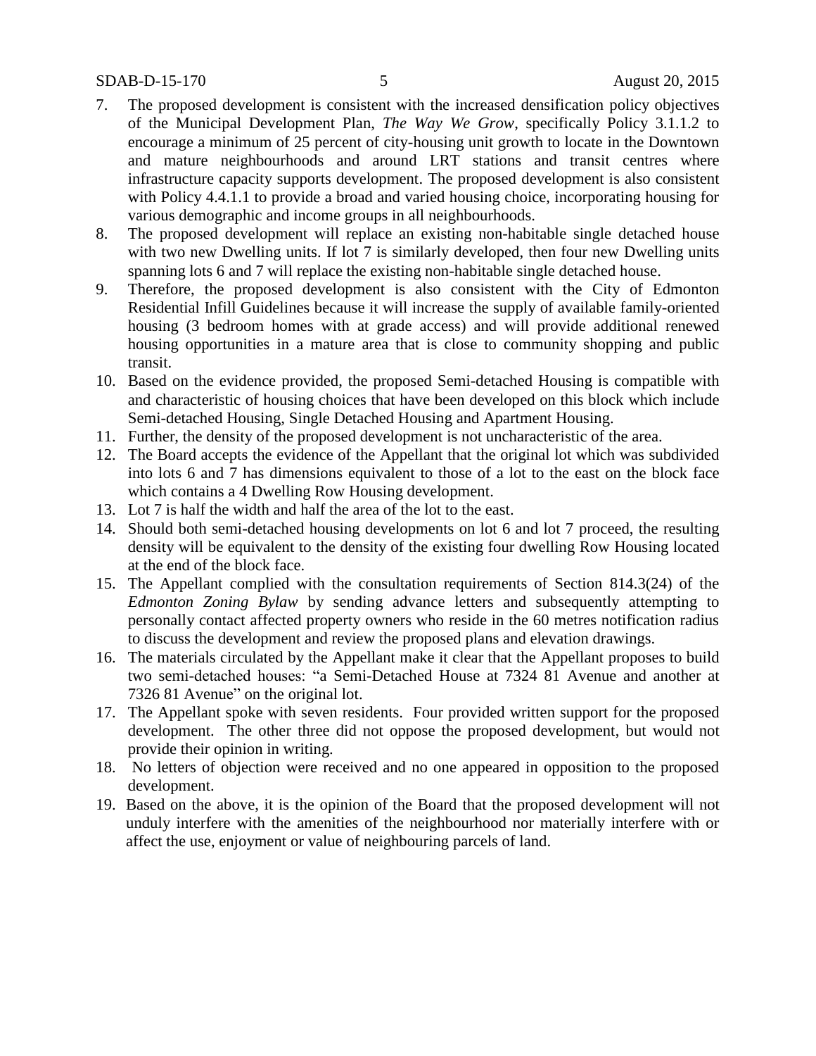7. The proposed development is consistent with the increased densification policy objectives of the Municipal Development Plan, *The Way We Grow*, specifically Policy 3.1.1.2 to encourage a minimum of 25 percent of city-housing unit growth to locate in the Downtown and mature neighbourhoods and around LRT stations and transit centres where infrastructure capacity supports development. The proposed development is also consistent with Policy 4.4.1.1 to provide a broad and varied housing choice, incorporating housing for various demographic and income groups in all neighbourhoods.
8. The proposed development will replace an existing non-habitable single detached house with two new Dwelling units. If lot 7 is similarly developed, then four new Dwelling units spanning lots 6 and 7 will replace the existing non-habitable single detached house.
9. Therefore, the proposed development is also consistent with the City of Edmonton Residential Infill Guidelines because it will increase the supply of available family-oriented housing (3 bedroom homes with at grade access) and will provide additional renewed housing opportunities in a mature area that is close to community shopping and public transit.
10. Based on the evidence provided, the proposed Semi-detached Housing is compatible with and characteristic of housing choices that have been developed on this block which include Semi-detached Housing, Single Detached Housing and Apartment Housing.
11. Further, the density of the proposed development is not uncharacteristic of the area.
12. The Board accepts the evidence of the Appellant that the original lot which was subdivided into lots 6 and 7 has dimensions equivalent to those of a lot to the east on the block face which contains a 4 Dwelling Row Housing development.
13. Lot 7 is half the width and half the area of the lot to the east.
14. Should both semi-detached housing developments on lot 6 and lot 7 proceed, the resulting density will be equivalent to the density of the existing four dwelling Row Housing located at the end of the block face.
15. The Appellant complied with the consultation requirements of Section 814.3(24) of the *Edmonton Zoning Bylaw* by sending advance letters and subsequently attempting to personally contact affected property owners who reside in the 60 metres notification radius to discuss the development and review the proposed plans and elevation drawings.
16. The materials circulated by the Appellant make it clear that the Appellant proposes to build two semi-detached houses: "a Semi-Detached House at 7324 81 Avenue and another at 7326 81 Avenue" on the original lot.
17. The Appellant spoke with seven residents. Four provided written support for the proposed development. The other three did not oppose the proposed development, but would not provide their opinion in writing.
18. No letters of objection were received and no one appeared in opposition to the proposed development.
19. Based on the above, it is the opinion of the Board that the proposed development will not unduly interfere with the amenities of the neighbourhood nor materially interfere with or affect the use, enjoyment or value of neighbouring parcels of land.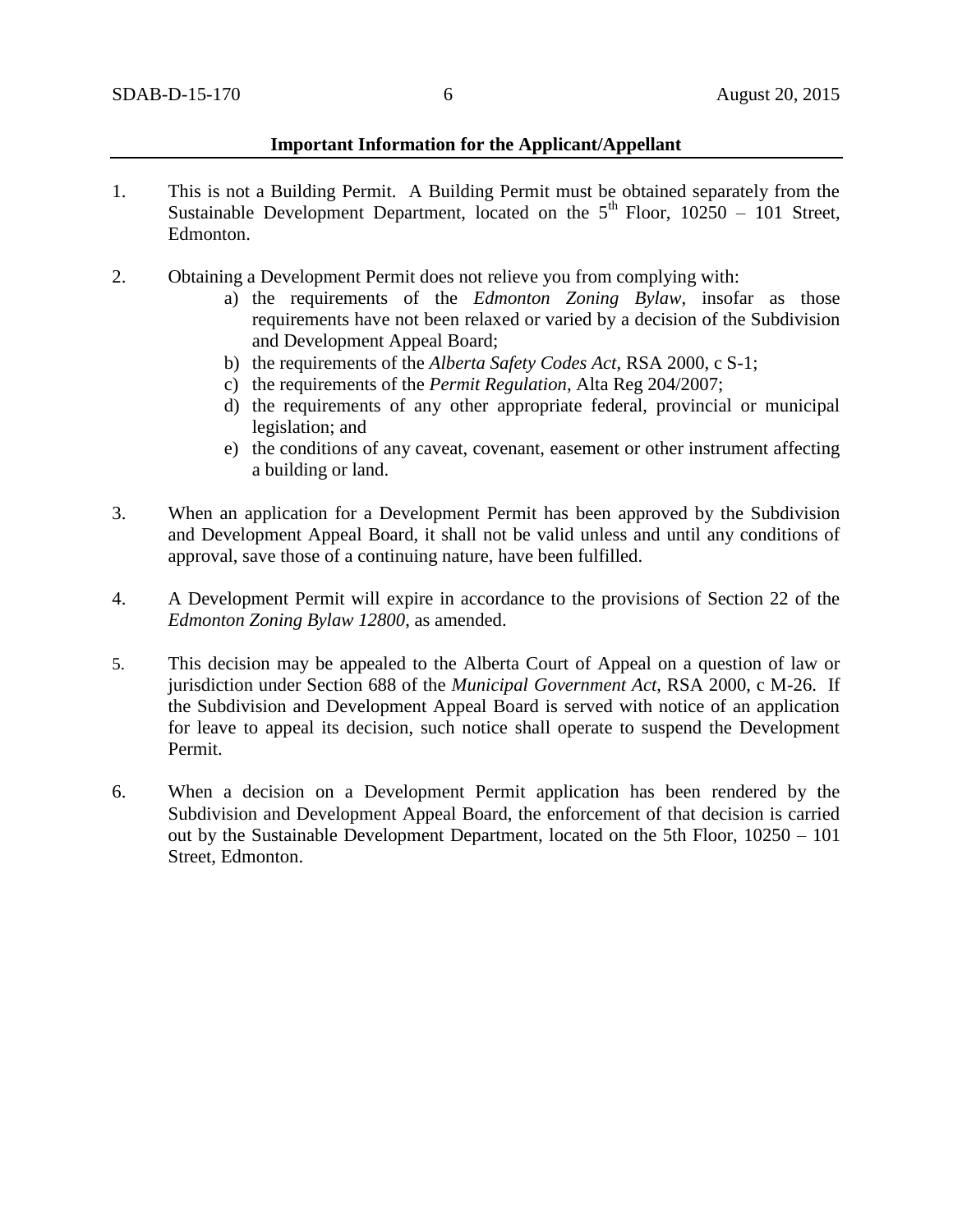**Important Information for the Applicant/Appellant**

1. This is not a Building Permit. A Building Permit must be obtained separately from the Sustainable Development Department, located on the 5th Floor, 10250 – 101 Street, Edmonton.

2. Obtaining a Development Permit does not relieve you from complying with:
   a) the requirements of the *Edmonton Zoning Bylaw*, insofar as those requirements have not been relaxed or varied by a decision of the Subdivision and Development Appeal Board;
   b) the requirements of the *Alberta Safety Codes Act*, RSA 2000, c S-1;
   c) the requirements of the *Permit Regulation*, Alta Reg 204/2007;
   d) the requirements of any other appropriate federal, provincial or municipal legislation; and
   e) the conditions of any caveat, covenant, easement or other instrument affecting a building or land.

3. When an application for a Development Permit has been approved by the Subdivision and Development Appeal Board, it shall not be valid unless and until any conditions of approval, save those of a continuing nature, have been fulfilled.

4. A Development Permit will expire in accordance to the provisions of Section 22 of the *Edmonton Zoning Bylaw 12800*, as amended.

5. This decision may be appealed to the Alberta Court of Appeal on a question of law or jurisdiction under Section 688 of the *Municipal Government Act*, RSA 2000, c M-26. If the Subdivision and Development Appeal Board is served with notice of an application for leave to appeal its decision, such notice shall operate to suspend the Development Permit.

6. When a decision on a Development Permit application has been rendered by the Subdivision and Development Appeal Board, the enforcement of that decision is carried out by the Sustainable Development Department, located on the 5th Floor, 10250 – 101 Street, Edmonton.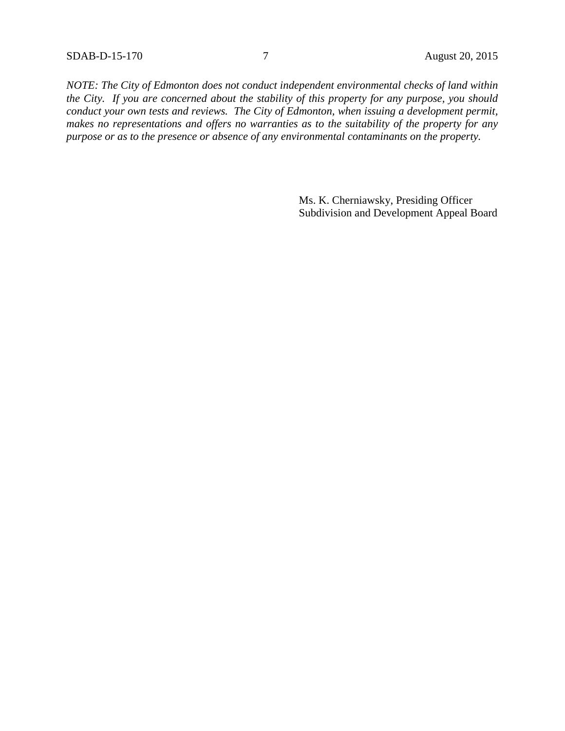*NOTE: The City of Edmonton does not conduct independent environmental checks of land within the City. If you are concerned about the stability of this property for any purpose, you should conduct your own tests and reviews. The City of Edmonton, when issuing a development permit, makes no representations and offers no warranties as to the suitability of the property for any purpose or as to the presence or absence of any environmental contaminants on the property.*

Ms. K. Cherniawsky, Presiding Officer
Subdivision and Development Appeal Board